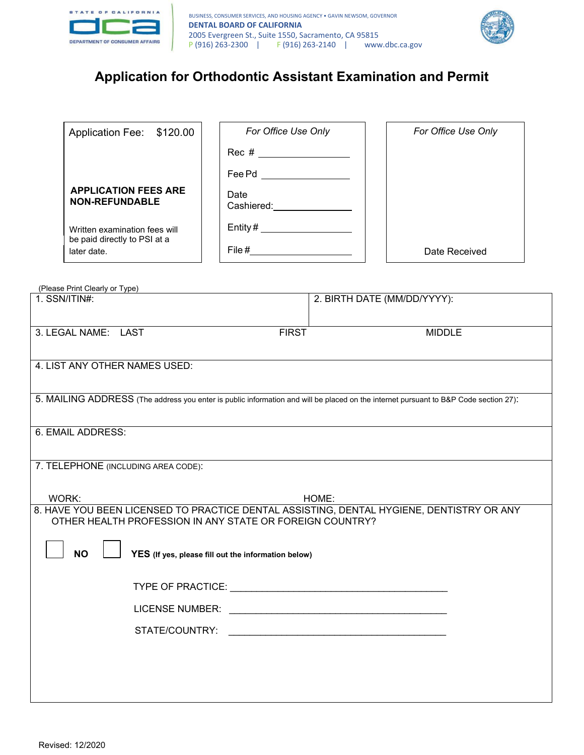STATE OF CALIFORNIA
DCA DEPARTMENT OF CONSUMER AFFAIRS

BUSINESS, CONSUMER SERVICES, AND HOUSING AGENCY • GAVIN NEWSOM, GOVERNOR
**DENTAL BOARD OF CALIFORNIA**
2005 Evergreen St., Suite 1550, Sacramento, CA 95815
P (916) 263-2300 | F (916) 263-2140 | www.dbc.ca.gov

# Application for Orthodontic Assistant Examination and Permit

| Application Fee: $120.00 | *For Office Use Only* | *For Office Use Only* |
|---|---|---|
| **APPLICATION FEES ARE NON-REFUNDABLE** | Rec # ______ | |
| Written examination fees will be paid directly to PSI at a later date. | Fee Pd ______ | |
| | Date Cashiered: ______ | |
| | Entity # ______ | |
| | File # ______ | Date Received |

(Please Print Clearly or Type)

| 1. SSN/ITIN#: | 2. BIRTH DATE (MM/DD/YYYY): |
|---|---|
| 3. LEGAL NAME: LAST FIRST MIDDLE | |
| 4. LIST ANY OTHER NAMES USED: | |
| 5. MAILING ADDRESS (The address you enter is public information and will be placed on the internet pursuant to B&P Code section 27): | |
| 6. EMAIL ADDRESS: | |
| 7. TELEPHONE (INCLUDING AREA CODE): WORK: HOME: | |

8. HAVE YOU BEEN LICENSED TO PRACTICE DENTAL ASSISTING, DENTAL HYGIENE, DENTISTRY OR ANY OTHER HEALTH PROFESSION IN ANY STATE OR FOREIGN COUNTRY?

☐ **NO** ☐ **YES (If yes, please fill out the information below)**

TYPE OF PRACTICE: ______________________________

LICENSE NUMBER: ______________________________

STATE/COUNTRY: ______________________________

Revised: 12/2020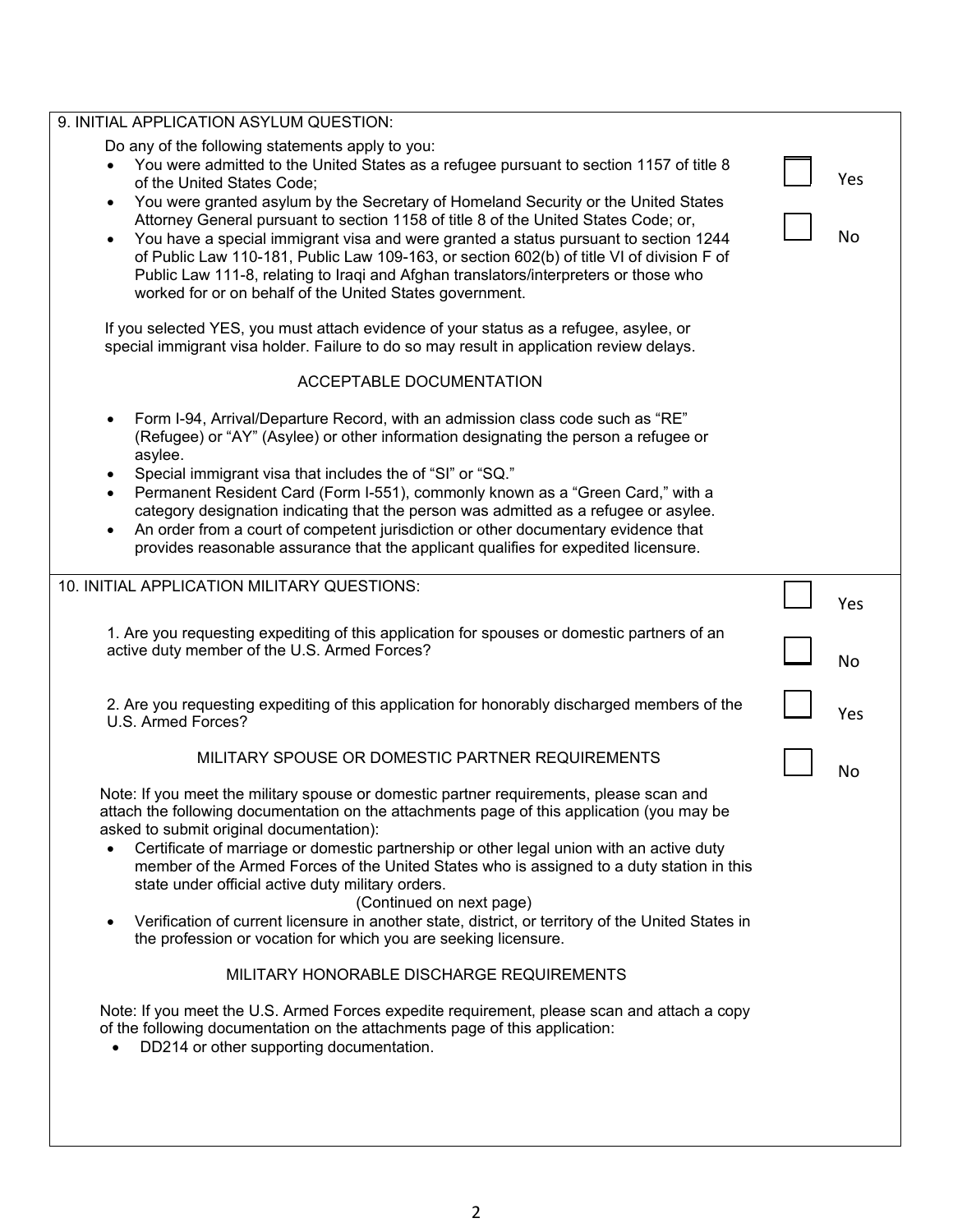## 9. INITIAL APPLICATION ASYLUM QUESTION:

Do any of the following statements apply to you:

- You were admitted to the United States as a refugee pursuant to section 1157 of title 8 of the United States Code;
- You were granted asylum by the Secretary of Homeland Security or the United States Attorney General pursuant to section 1158 of title 8 of the United States Code; or,
- You have a special immigrant visa and were granted a status pursuant to section 1244 of Public Law 110-181, Public Law 109-163, or section 602(b) of title VI of division F of Public Law 111-8, relating to Iraqi and Afghan translators/interpreters or those who worked for or on behalf of the United States government.

☐ Yes

☐ No

If you selected YES, you must attach evidence of your status as a refugee, asylee, or special immigrant visa holder. Failure to do so may result in application review delays.

### ACCEPTABLE DOCUMENTATION

- Form I-94, Arrival/Departure Record, with an admission class code such as "RE" (Refugee) or "AY" (Asylee) or other information designating the person a refugee or asylee.
- Special immigrant visa that includes the of "SI" or "SQ."
- Permanent Resident Card (Form I-551), commonly known as a "Green Card," with a category designation indicating that the person was admitted as a refugee or asylee.
- An order from a court of competent jurisdiction or other documentary evidence that provides reasonable assurance that the applicant qualifies for expedited licensure.

## 10. INITIAL APPLICATION MILITARY QUESTIONS:

1. Are you requesting expediting of this application for spouses or domestic partners of an active duty member of the U.S. Armed Forces?

☐ Yes

☐ No

2. Are you requesting expediting of this application for honorably discharged members of the U.S. Armed Forces?

☐ Yes

☐ No

### MILITARY SPOUSE OR DOMESTIC PARTNER REQUIREMENTS

Note: If you meet the military spouse or domestic partner requirements, please scan and attach the following documentation on the attachments page of this application (you may be asked to submit original documentation):

- Certificate of marriage or domestic partnership or other legal union with an active duty member of the Armed Forces of the United States who is assigned to a duty station in this state under official active duty military orders.
  (Continued on next page)
- Verification of current licensure in another state, district, or territory of the United States in the profession or vocation for which you are seeking licensure.

### MILITARY HONORABLE DISCHARGE REQUIREMENTS

Note: If you meet the U.S. Armed Forces expedite requirement, please scan and attach a copy of the following documentation on the attachments page of this application:

- DD214 or other supporting documentation.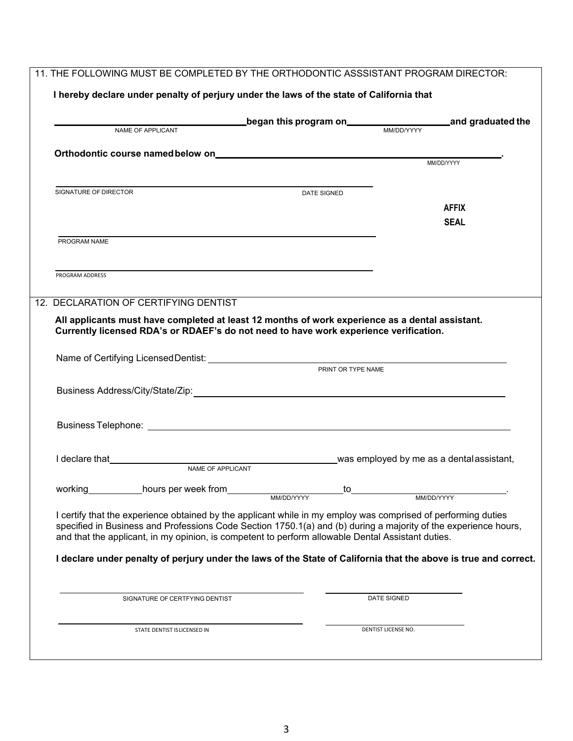## 11. THE FOLLOWING MUST BE COMPLETED BY THE ORTHODONTIC ASSSISTANT PROGRAM DIRECTOR:

**I hereby declare under penalty of perjury under the laws of the state of California that**

______________________________ **began this program on** ____________________ **and graduated the**
NAME OF APPLICANT MM/DD/YYYY

**Orthodontic course named below on** ______________________________________________.
MM/DD/YYYY

______________________________________________
SIGNATURE OF DIRECTOR DATE SIGNED

**AFFIX SEAL**

______________________________________________
PROGRAM NAME

______________________________________________
PROGRAM ADDRESS

## 12. DECLARATION OF CERTIFYING DENTIST

**All applicants must have completed at least 12 months of work experience as a dental assistant. Currently licensed RDA's or RDAEF's do not need to have work experience verification.**

Name of Certifying Licensed Dentist: ______________________________________________
PRINT OR TYPE NAME

Business Address/City/State/Zip: ______________________________________________

Business Telephone: ______________________________________________

I declare that ______________________________ was employed by me as a dental assistant,
NAME OF APPLICANT

working __________ hours per week from ____________________ to ____________________.
MM/DD/YYYY MM/DD/YYYY

I certify that the experience obtained by the applicant while in my employ was comprised of performing duties specified in Business and Professions Code Section 1750.1(a) and (b) during a majority of the experience hours, and that the applicant, in my opinion, is competent to perform allowable Dental Assistant duties.

**I declare under penalty of perjury under the laws of the State of California that the above is true and correct.**

______________________________ ____________________
SIGNATURE OF CERTFYING DENTIST DATE SIGNED

______________________________ ____________________
STATE DENTIST IS LICENSED IN DENTIST LICENSE NO.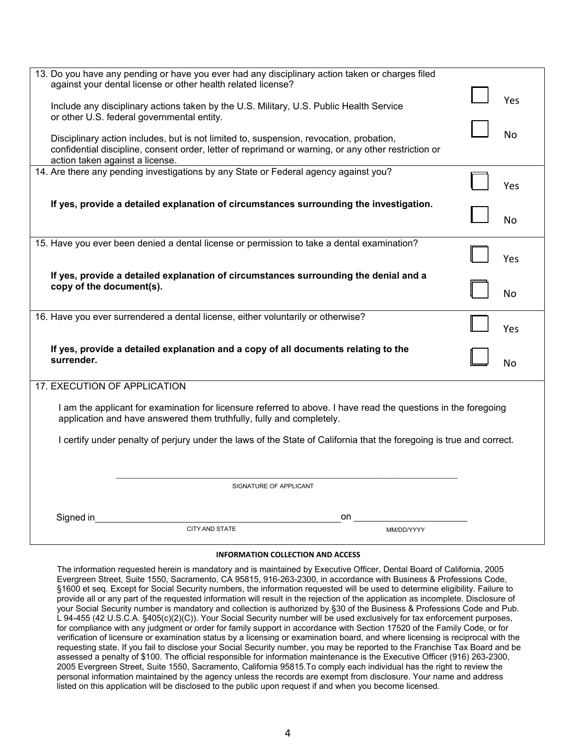13. Do you have any pending or have you ever had any disciplinary action taken or charges filed against your dental license or other health related license?

    Include any disciplinary actions taken by the U.S. Military, U.S. Public Health Service or other U.S. federal governmental entity.

    Disciplinary action includes, but is not limited to, suspension, revocation, probation, confidential discipline, consent order, letter of reprimand or warning, or any other restriction or action taken against a license.

    ☐ Yes ☐ No

14. Are there any pending investigations by any State or Federal agency against you?

    **If yes, provide a detailed explanation of circumstances surrounding the investigation.**

    ☐ Yes ☐ No

15. Have you ever been denied a dental license or permission to take a dental examination?

    **If yes, provide a detailed explanation of circumstances surrounding the denial and a copy of the document(s).**

    ☐ Yes ☐ No

16. Have you ever surrendered a dental license, either voluntarily or otherwise?

    **If yes, provide a detailed explanation and a copy of all documents relating to the surrender.**

    ☐ Yes ☐ No

17. EXECUTION OF APPLICATION

    I am the applicant for examination for licensure referred to above. I have read the questions in the foregoing application and have answered them truthfully, fully and completely.

    I certify under penalty of perjury under the laws of the State of California that the foregoing is true and correct.

    ______________________________________________
    SIGNATURE OF APPLICANT

    Signed in ______________________________ on ____________________
    CITY AND STATE MM/DD/YYYY

**INFORMATION COLLECTION AND ACCESS**

The information requested herein is mandatory and is maintained by Executive Officer, Dental Board of California, 2005 Evergreen Street, Suite 1550, Sacramento, CA 95815, 916-263-2300, in accordance with Business & Professions Code, §1600 et seq. Except for Social Security numbers, the information requested will be used to determine eligibility. Failure to provide all or any part of the requested information will result in the rejection of the application as incomplete. Disclosure of your Social Security number is mandatory and collection is authorized by §30 of the Business & Professions Code and Pub. L 94-455 (42 U.S.C.A. §405(c)(2)(C)). Your Social Security number will be used exclusively for tax enforcement purposes, for compliance with any judgment or order for family support in accordance with Section 17520 of the Family Code, or for verification of licensure or examination status by a licensing or examination board, and where licensing is reciprocal with the requesting state. If you fail to disclose your Social Security number, you may be reported to the Franchise Tax Board and be assessed a penalty of $100. The official responsible for information maintenance is the Executive Officer (916) 263-2300, 2005 Evergreen Street, Suite 1550, Sacramento, California 95815.To comply each individual has the right to review the personal information maintained by the agency unless the records are exempt from disclosure. Your name and address listed on this application will be disclosed to the public upon request if and when you become licensed.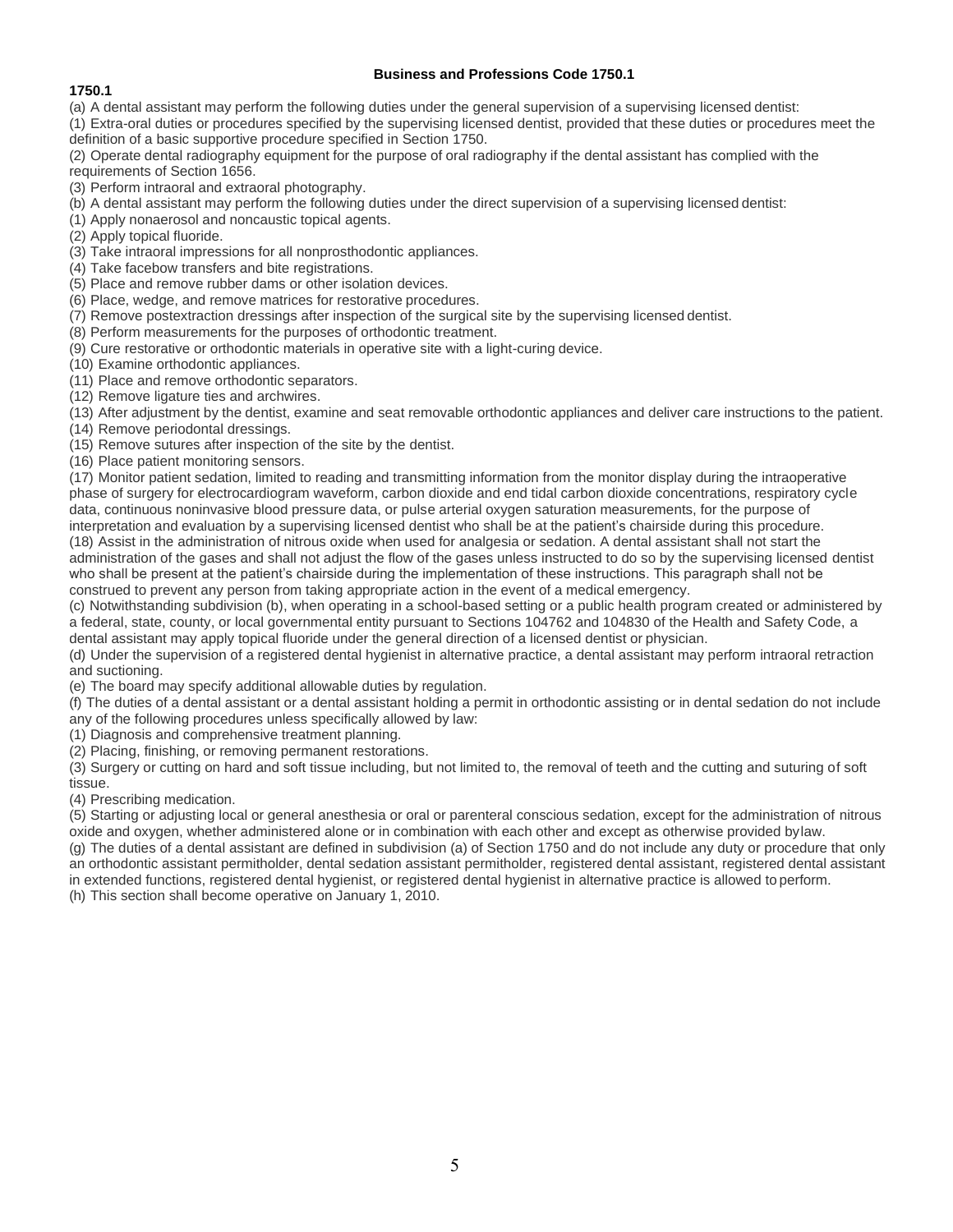# Business and Professions Code 1750.1

**1750.1**

(a) A dental assistant may perform the following duties under the general supervision of a supervising licensed dentist:

(1) Extra-oral duties or procedures specified by the supervising licensed dentist, provided that these duties or procedures meet the definition of a basic supportive procedure specified in Section 1750.

(2) Operate dental radiography equipment for the purpose of oral radiography if the dental assistant has complied with the requirements of Section 1656.

(3) Perform intraoral and extraoral photography.

(b) A dental assistant may perform the following duties under the direct supervision of a supervising licensed dentist:

(1) Apply nonaerosol and noncaustic topical agents.

(2) Apply topical fluoride.

(3) Take intraoral impressions for all nonprosthodontic appliances.

(4) Take facebow transfers and bite registrations.

(5) Place and remove rubber dams or other isolation devices.

(6) Place, wedge, and remove matrices for restorative procedures.

(7) Remove postextraction dressings after inspection of the surgical site by the supervising licensed dentist.

(8) Perform measurements for the purposes of orthodontic treatment.

(9) Cure restorative or orthodontic materials in operative site with a light-curing device.

(10) Examine orthodontic appliances.

(11) Place and remove orthodontic separators.

(12) Remove ligature ties and archwires.

(13) After adjustment by the dentist, examine and seat removable orthodontic appliances and deliver care instructions to the patient.

(14) Remove periodontal dressings.

(15) Remove sutures after inspection of the site by the dentist.

(16) Place patient monitoring sensors.

(17) Monitor patient sedation, limited to reading and transmitting information from the monitor display during the intraoperative phase of surgery for electrocardiogram waveform, carbon dioxide and end tidal carbon dioxide concentrations, respiratory cycle data, continuous noninvasive blood pressure data, or pulse arterial oxygen saturation measurements, for the purpose of interpretation and evaluation by a supervising licensed dentist who shall be at the patient's chairside during this procedure.

(18) Assist in the administration of nitrous oxide when used for analgesia or sedation. A dental assistant shall not start the administration of the gases and shall not adjust the flow of the gases unless instructed to do so by the supervising licensed dentist who shall be present at the patient's chairside during the implementation of these instructions. This paragraph shall not be construed to prevent any person from taking appropriate action in the event of a medical emergency.

(c) Notwithstanding subdivision (b), when operating in a school-based setting or a public health program created or administered by a federal, state, county, or local governmental entity pursuant to Sections 104762 and 104830 of the Health and Safety Code, a dental assistant may apply topical fluoride under the general direction of a licensed dentist or physician.

(d) Under the supervision of a registered dental hygienist in alternative practice, a dental assistant may perform intraoral retraction and suctioning.

(e) The board may specify additional allowable duties by regulation.

(f) The duties of a dental assistant or a dental assistant holding a permit in orthodontic assisting or in dental sedation do not include any of the following procedures unless specifically allowed by law:

(1) Diagnosis and comprehensive treatment planning.

(2) Placing, finishing, or removing permanent restorations.

(3) Surgery or cutting on hard and soft tissue including, but not limited to, the removal of teeth and the cutting and suturing of soft tissue.

(4) Prescribing medication.

(5) Starting or adjusting local or general anesthesia or oral or parenteral conscious sedation, except for the administration of nitrous oxide and oxygen, whether administered alone or in combination with each other and except as otherwise provided by law.

(g) The duties of a dental assistant are defined in subdivision (a) of Section 1750 and do not include any duty or procedure that only an orthodontic assistant permitholder, dental sedation assistant permitholder, registered dental assistant, registered dental assistant in extended functions, registered dental hygienist, or registered dental hygienist in alternative practice is allowed to perform.

(h) This section shall become operative on January 1, 2010.